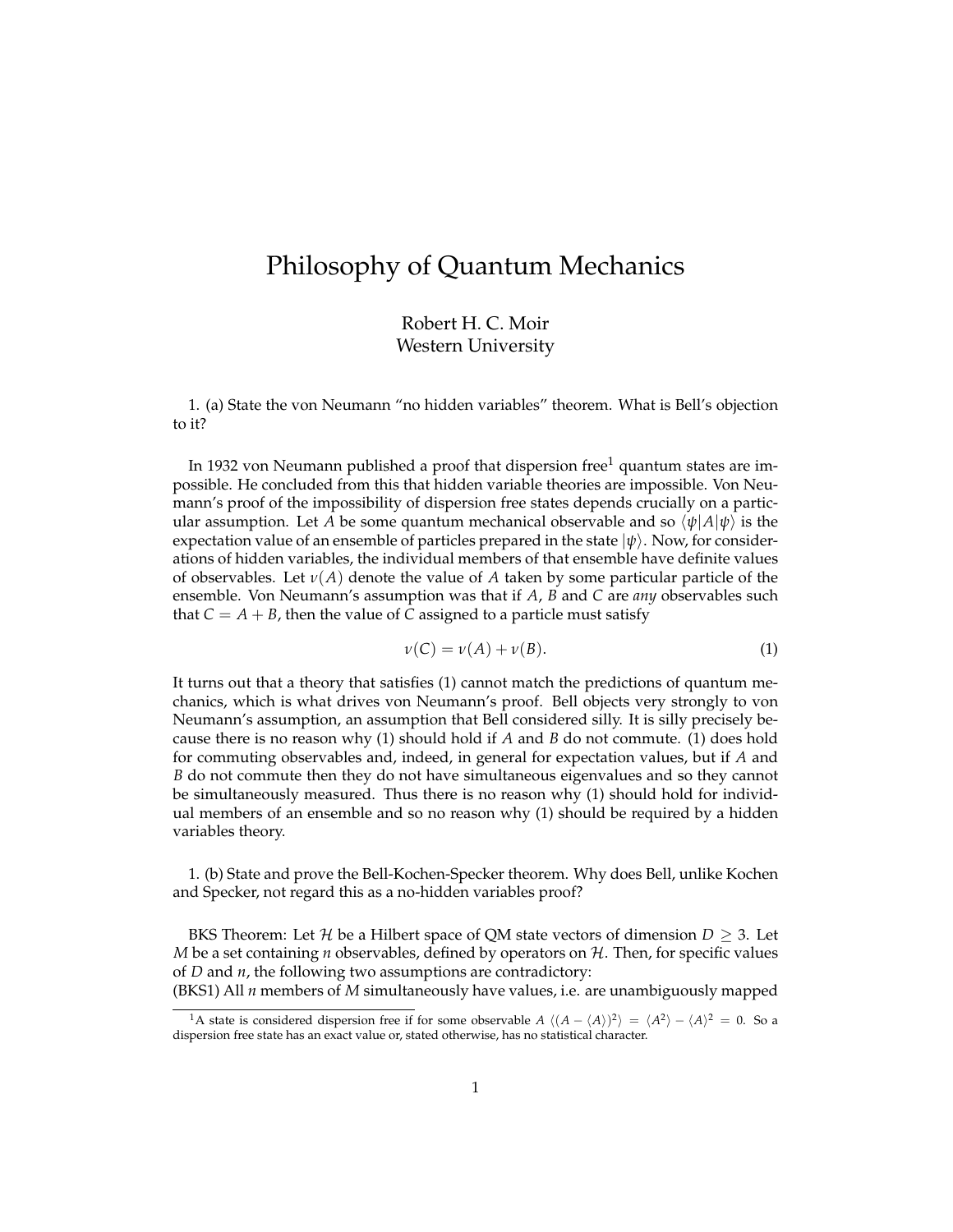# Philosophy of Quantum Mechanics

Robert H. C. Moir
Western University

1. (a) State the von Neumann "no hidden variables" theorem. What is Bell's objection to it?

In 1932 von Neumann published a proof that dispersion free[1] quantum states are impossible. He concluded from this that hidden variable theories are impossible. Von Neumann's proof of the impossibility of dispersion free states depends crucially on a particular assumption. Let $A$ be some quantum mechanical observable and so $\langle\psi|A|\psi\rangle$ is the expectation value of an ensemble of particles prepared in the state $|\psi\rangle$. Now, for considerations of hidden variables, the individual members of that ensemble have definite values of observables. Let $\nu(A)$ denote the value of $A$ taken by some particular particle of the ensemble. Von Neumann's assumption was that if $A$, $B$ and $C$ are *any* observables such that $C = A + B$, then the value of $C$ assigned to a particle must satisfy

$$\nu(C) = \nu(A) + \nu(B). \tag{1}$$

It turns out that a theory that satisfies (1) cannot match the predictions of quantum mechanics, which is what drives von Neumann's proof. Bell objects very strongly to von Neumann's assumption, an assumption that Bell considered silly. It is silly precisely because there is no reason why (1) should hold if $A$ and $B$ do not commute. (1) does hold for commuting observables and, indeed, in general for expectation values, but if $A$ and $B$ do not commute then they do not have simultaneous eigenvalues and so they cannot be simultaneously measured. Thus there is no reason why (1) should hold for individual members of an ensemble and so no reason why (1) should be required by a hidden variables theory.

1. (b) State and prove the Bell-Kochen-Specker theorem. Why does Bell, unlike Kochen and Specker, not regard this as a no-hidden variables proof?

BKS Theorem: Let $\mathcal{H}$ be a Hilbert space of QM state vectors of dimension $D \geq 3$. Let $M$ be a set containing $n$ observables, defined by operators on $\mathcal{H}$. Then, for specific values of $D$ and $n$, the following two assumptions are contradictory:
(BKS1) All $n$ members of $M$ simultaneously have values, i.e. are unambiguously mapped

[1] A state is considered dispersion free if for some observable $A$ $\langle(A - \langle A\rangle)^2\rangle = \langle A^2\rangle - \langle A\rangle^2 = 0$. So a dispersion free state has an exact value or, stated otherwise, has no statistical character.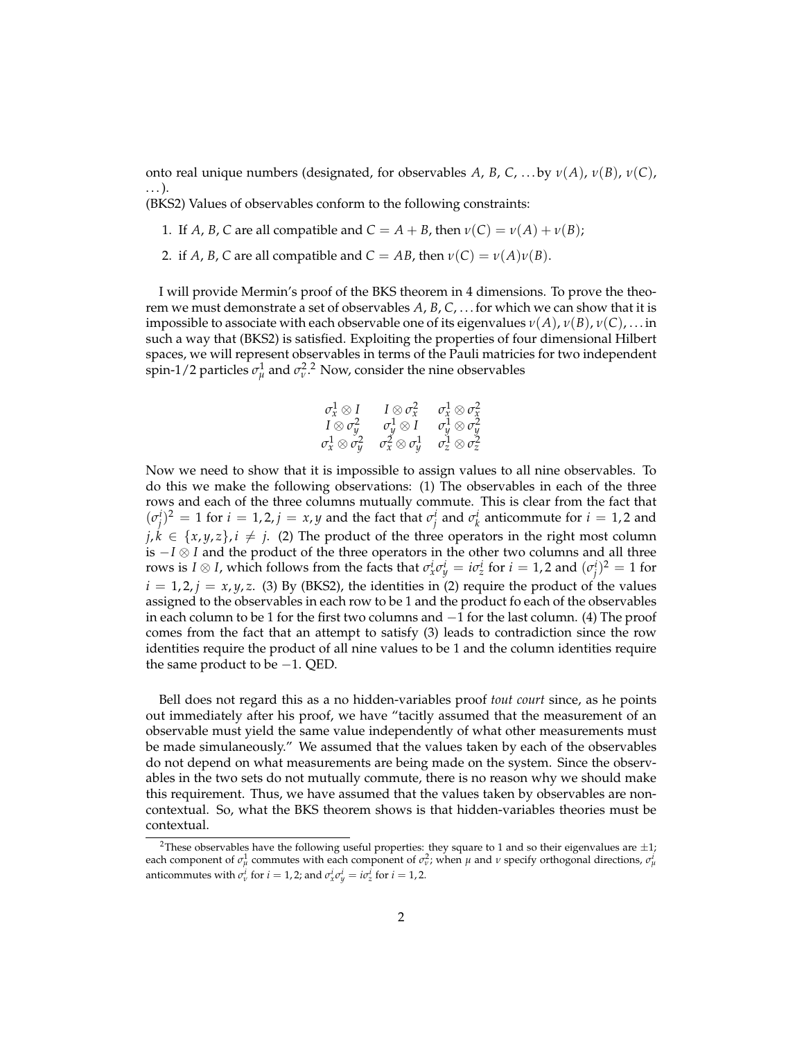onto real unique numbers (designated, for observables $A$, $B$, $C$, ... by $\nu(A)$, $\nu(B)$, $\nu(C)$, ...).

(BKS2) Values of observables conform to the following constraints:

1. If $A$, $B$, $C$ are all compatible and $C = A + B$, then $\nu(C) = \nu(A) + \nu(B)$;
2. if $A$, $B$, $C$ are all compatible and $C = AB$, then $\nu(C) = \nu(A)\nu(B)$.

I will provide Mermin's proof of the BKS theorem in 4 dimensions. To prove the theorem we must demonstrate a set of observables $A, B, C, \ldots$ for which we can show that it is impossible to associate with each observable one of its eigenvalues $\nu(A), \nu(B), \nu(C), \ldots$ in such a way that (BKS2) is satisfied. Exploiting the properties of four dimensional Hilbert spaces, we will represent observables in terms of the Pauli matricies for two independent spin-1/2 particles $\sigma^1_\mu$ and $\sigma^2_\nu$.[2] Now, consider the nine observables

$$
\begin{array}{ccc}
\sigma^1_x \otimes I & I \otimes \sigma^2_x & \sigma^1_x \otimes \sigma^2_x \\
I \otimes \sigma^2_y & \sigma^1_y \otimes I & \sigma^1_y \otimes \sigma^2_y \\
\sigma^1_x \otimes \sigma^2_y & \sigma^2_x \otimes \sigma^1_y & \sigma^1_z \otimes \sigma^2_z
\end{array}
$$

Now we need to show that it is impossible to assign values to all nine observables. To do this we make the following observations: (1) The observables in each of the three rows and each of the three columns mutually commute. This is clear from the fact that $(\sigma^i_j)^2 = 1$ for $i = 1, 2, j = x, y$ and the fact that $\sigma^i_j$ and $\sigma^i_k$ anticommute for $i = 1, 2$ and $j, k \in \{x, y, z\}, i \neq j$. (2) The product of the three operators in the right most column is $-I \otimes I$ and the product of the three operators in the other two columns and all three rows is $I \otimes I$, which follows from the facts that $\sigma^i_x \sigma^i_y = i\sigma^i_z$ for $i = 1, 2$ and $(\sigma^i_j)^2 = 1$ for $i = 1, 2, j = x, y, z$. (3) By (BKS2), the identities in (2) require the product of the values assigned to the observables in each row to be 1 and the product fo each of the observables in each column to be 1 for the first two columns and $-1$ for the last column. (4) The proof comes from the fact that an attempt to satisfy (3) leads to contradiction since the row identities require the product of all nine values to be 1 and the column identities require the same product to be $-1$. QED.

Bell does not regard this as a no hidden-variables proof *tout court* since, as he points out immediately after his proof, we have "tacitly assumed that the measurement of an observable must yield the same value independently of what other measurements must be made simulaneously." We assumed that the values taken by each of the observables do not depend on what measurements are being made on the system. Since the observables in the two sets do not mutually commute, there is no reason why we should make this requirement. Thus, we have assumed that the values taken by observables are non-contextual. So, what the BKS theorem shows is that hidden-variables theories must be contextual.

[2] These observables have the following useful properties: they square to 1 and so their eigenvalues are $\pm 1$; each component of $\sigma^1_\mu$ commutes with each component of $\sigma^2_\nu$; when $\mu$ and $\nu$ specify orthogonal directions, $\sigma^i_\mu$ anticommutes with $\sigma^i_\nu$ for $i = 1, 2$; and $\sigma^i_x \sigma^i_y = i\sigma^i_z$ for $i = 1, 2$.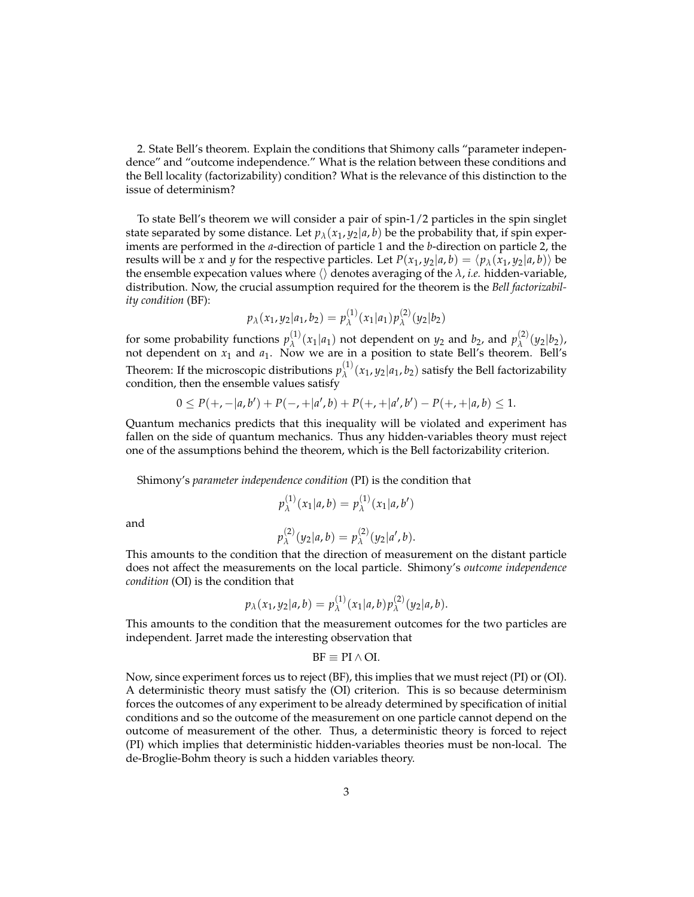2. State Bell's theorem. Explain the conditions that Shimony calls "parameter independence" and "outcome independence." What is the relation between these conditions and the Bell locality (factorizability) condition? What is the relevance of this distinction to the issue of determinism?

To state Bell's theorem we will consider a pair of spin-1/2 particles in the spin singlet state separated by some distance. Let $p_\lambda(x_1, y_2|a, b)$ be the probability that, if spin experiments are performed in the $a$-direction of particle 1 and the $b$-direction on particle 2, the results will be $x$ and $y$ for the respective particles. Let $P(x_1, y_2|a, b) = \langle p_\lambda(x_1, y_2|a, b)\rangle$ be the ensemble expecation values where $\langle\rangle$ denotes averaging of the $\lambda$, *i.e.* hidden-variable, distribution. Now, the crucial assumption required for the theorem is the *Bell factorizability condition* (BF):

$$p_\lambda(x_1, y_2|a_1, b_2) = p_\lambda^{(1)}(x_1|a_1)p_\lambda^{(2)}(y_2|b_2)$$

for some probability functions $p_\lambda^{(1)}(x_1|a_1)$ not dependent on $y_2$ and $b_2$, and $p_\lambda^{(2)}(y_2|b_2)$, not dependent on $x_1$ and $a_1$. Now we are in a position to state Bell's theorem. Bell's Theorem: If the microscopic distributions $p_\lambda^{(1)}(x_1, y_2|a_1, b_2)$ satisfy the Bell factorizability condition, then the ensemble values satisfy

$$0 \leq P(+, -|a, b') + P(-, +|a', b) + P(+, +|a', b') - P(+, +|a, b) \leq 1.$$

Quantum mechanics predicts that this inequality will be violated and experiment has fallen on the side of quantum mechanics. Thus any hidden-variables theory must reject one of the assumptions behind the theorem, which is the Bell factorizability criterion.

Shimony's *parameter independence condition* (PI) is the condition that

$$p_\lambda^{(1)}(x_1|a, b) = p_\lambda^{(1)}(x_1|a, b')$$

and

$$p_\lambda^{(2)}(y_2|a, b) = p_\lambda^{(2)}(y_2|a', b).$$

This amounts to the condition that the direction of measurement on the distant particle does not affect the measurements on the local particle. Shimony's *outcome independence condition* (OI) is the condition that

$$p_\lambda(x_1, y_2|a, b) = p_\lambda^{(1)}(x_1|a, b)p_\lambda^{(2)}(y_2|a, b).$$

This amounts to the condition that the measurement outcomes for the two particles are independent. Jarret made the interesting observation that

$$\text{BF} \equiv \text{PI} \wedge \text{OI}.$$

Now, since experiment forces us to reject (BF), this implies that we must reject (PI) or (OI). A deterministic theory must satisfy the (OI) criterion. This is so because determinism forces the outcomes of any experiment to be already determined by specification of initial conditions and so the outcome of the measurement on one particle cannot depend on the outcome of measurement of the other. Thus, a deterministic theory is forced to reject (PI) which implies that deterministic hidden-variables theories must be non-local. The de-Broglie-Bohm theory is such a hidden variables theory.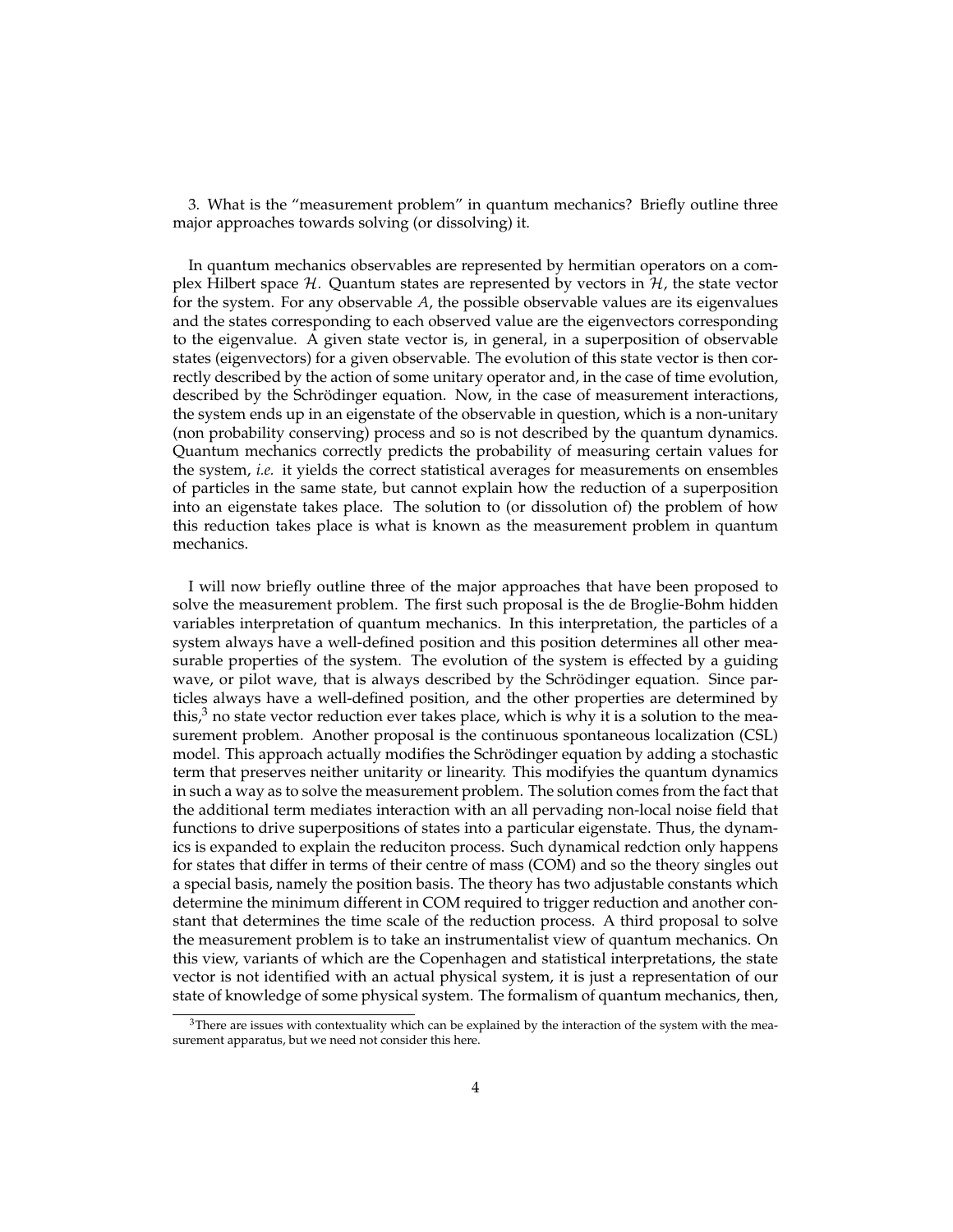3. What is the "measurement problem" in quantum mechanics? Briefly outline three major approaches towards solving (or dissolving) it.

In quantum mechanics observables are represented by hermitian operators on a complex Hilbert space $\mathcal{H}$. Quantum states are represented by vectors in $\mathcal{H}$, the state vector for the system. For any observable $A$, the possible observable values are its eigenvalues and the states corresponding to each observed value are the eigenvectors corresponding to the eigenvalue. A given state vector is, in general, in a superposition of observable states (eigenvectors) for a given observable. The evolution of this state vector is then correctly described by the action of some unitary operator and, in the case of time evolution, described by the Schrödinger equation. Now, in the case of measurement interactions, the system ends up in an eigenstate of the observable in question, which is a non-unitary (non probability conserving) process and so is not described by the quantum dynamics. Quantum mechanics correctly predicts the probability of measuring certain values for the system, *i.e.* it yields the correct statistical averages for measurements on ensembles of particles in the same state, but cannot explain how the reduction of a superposition into an eigenstate takes place. The solution to (or dissolution of) the problem of how this reduction takes place is what is known as the measurement problem in quantum mechanics.

I will now briefly outline three of the major approaches that have been proposed to solve the measurement problem. The first such proposal is the de Broglie-Bohm hidden variables interpretation of quantum mechanics. In this interpretation, the particles of a system always have a well-defined position and this position determines all other measurable properties of the system. The evolution of the system is effected by a guiding wave, or pilot wave, that is always described by the Schrödinger equation. Since particles always have a well-defined position, and the other properties are determined by this,[3] no state vector reduction ever takes place, which is why it is a solution to the measurement problem. Another proposal is the continuous spontaneous localization (CSL) model. This approach actually modifies the Schrödinger equation by adding a stochastic term that preserves neither unitarity or linearity. This modifyies the quantum dynamics in such a way as to solve the measurement problem. The solution comes from the fact that the additional term mediates interaction with an all pervading non-local noise field that functions to drive superpositions of states into a particular eigenstate. Thus, the dynamics is expanded to explain the reduciton process. Such dynamical redction only happens for states that differ in terms of their centre of mass (COM) and so the theory singles out a special basis, namely the position basis. The theory has two adjustable constants which determine the minimum different in COM required to trigger reduction and another constant that determines the time scale of the reduction process. A third proposal to solve the measurement problem is to take an instrumentalist view of quantum mechanics. On this view, variants of which are the Copenhagen and statistical interpretations, the state vector is not identified with an actual physical system, it is just a representation of our state of knowledge of some physical system. The formalism of quantum mechanics, then,

[3] There are issues with contextuality which can be explained by the interaction of the system with the measurement apparatus, but we need not consider this here.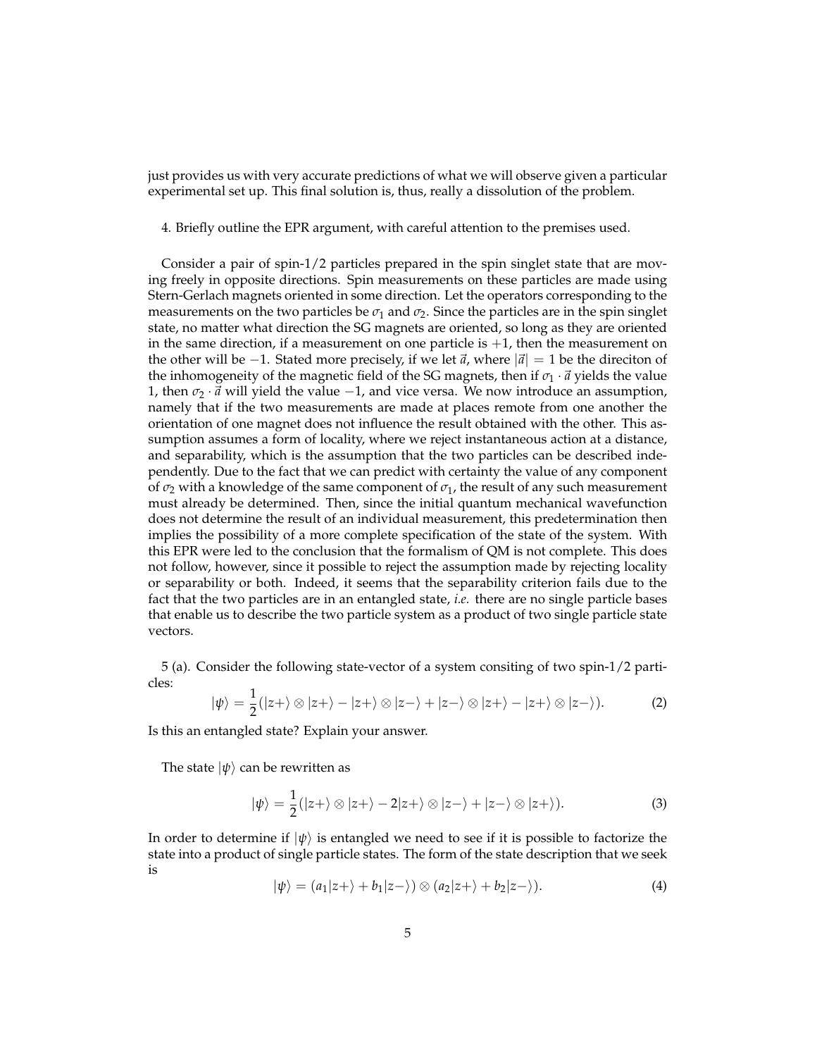just provides us with very accurate predictions of what we will observe given a particular experimental set up. This final solution is, thus, really a dissolution of the problem.

4. Briefly outline the EPR argument, with careful attention to the premises used.

Consider a pair of spin-1/2 particles prepared in the spin singlet state that are moving freely in opposite directions. Spin measurements on these particles are made using Stern-Gerlach magnets oriented in some direction. Let the operators corresponding to the measurements on the two particles be $\sigma_1$ and $\sigma_2$. Since the particles are in the spin singlet state, no matter what direction the SG magnets are oriented, so long as they are oriented in the same direction, if a measurement on one particle is $+1$, then the measurement on the other will be $-1$. Stated more precisely, if we let $\vec{a}$, where $|\vec{a}| = 1$ be the direciton of the inhomogeneity of the magnetic field of the SG magnets, then if $\sigma_1 \cdot \vec{a}$ yields the value 1, then $\sigma_2 \cdot \vec{a}$ will yield the value $-1$, and vice versa. We now introduce an assumption, namely that if the two measurements are made at places remote from one another the orientation of one magnet does not influence the result obtained with the other. This assumption assumes a form of locality, where we reject instantaneous action at a distance, and separability, which is the assumption that the two particles can be described independently. Due to the fact that we can predict with certainty the value of any component of $\sigma_2$ with a knowledge of the same component of $\sigma_1$, the result of any such measurement must already be determined. Then, since the initial quantum mechanical wavefunction does not determine the result of an individual measurement, this predetermination then implies the possibility of a more complete specification of the state of the system. With this EPR were led to the conclusion that the formalism of QM is not complete. This does not follow, however, since it possible to reject the assumption made by rejecting locality or separability or both. Indeed, it seems that the separability criterion fails due to the fact that the two particles are in an entangled state, *i.e.* there are no single particle bases that enable us to describe the two particle system as a product of two single particle state vectors.

5 (a). Consider the following state-vector of a system consiting of two spin-1/2 particles:

$$|\psi\rangle = \frac{1}{2}(|z+\rangle \otimes |z+\rangle - |z+\rangle \otimes |z-\rangle + |z-\rangle \otimes |z+\rangle - |z+\rangle \otimes |z-\rangle). \tag{2}$$

Is this an entangled state? Explain your answer.

The state $|\psi\rangle$ can be rewritten as

$$|\psi\rangle = \frac{1}{2}(|z+\rangle \otimes |z+\rangle - 2|z+\rangle \otimes |z-\rangle + |z-\rangle \otimes |z+\rangle). \tag{3}$$

In order to determine if $|\psi\rangle$ is entangled we need to see if it is possible to factorize the state into a product of single particle states. The form of the state description that we seek is

$$|\psi\rangle = (a_1|z+\rangle + b_1|z-\rangle) \otimes (a_2|z+\rangle + b_2|z-\rangle). \tag{4}$$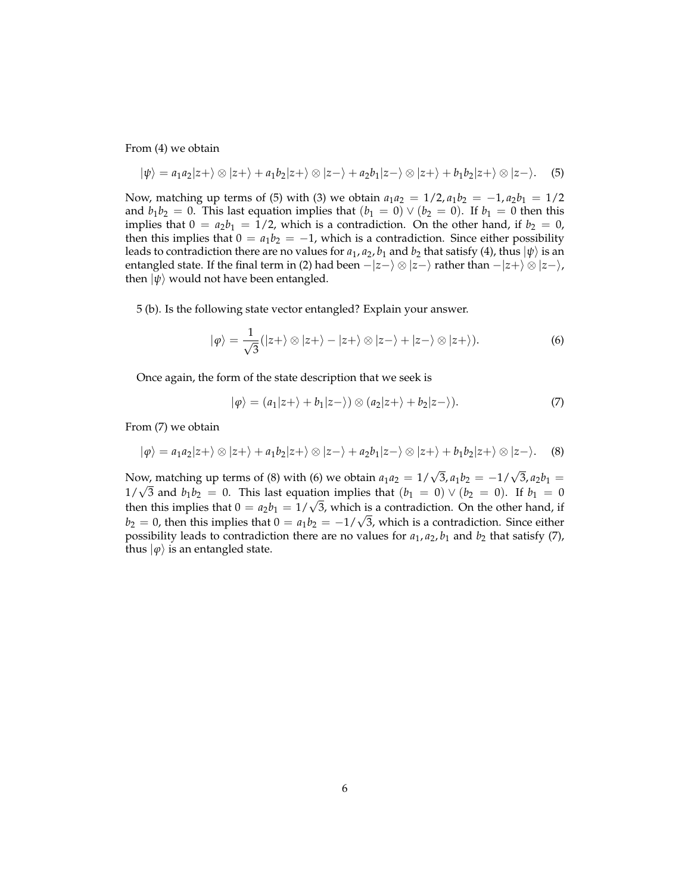From (4) we obtain

$$|\psi\rangle = a_1 a_2 |z+\rangle \otimes |z+\rangle + a_1 b_2 |z+\rangle \otimes |z-\rangle + a_2 b_1 |z-\rangle \otimes |z+\rangle + b_1 b_2 |z+\rangle \otimes |z-\rangle. \quad (5)$$

Now, matching up terms of (5) with (3) we obtain $a_1 a_2 = 1/2, a_1 b_2 = -1, a_2 b_1 = 1/2$ and $b_1 b_2 = 0$. This last equation implies that $(b_1 = 0) \vee (b_2 = 0)$. If $b_1 = 0$ then this implies that $0 = a_2 b_1 = 1/2$, which is a contradiction. On the other hand, if $b_2 = 0$, then this implies that $0 = a_1 b_2 = -1$, which is a contradiction. Since either possibility leads to contradiction there are no values for $a_1, a_2, b_1$ and $b_2$ that satisfy (4), thus $|\psi\rangle$ is an entangled state. If the final term in (2) had been $-|z-\rangle \otimes |z-\rangle$ rather than $-|z+\rangle \otimes |z-\rangle$, then $|\psi\rangle$ would not have been entangled.

5 (b). Is the following state vector entangled? Explain your answer.

$$|\varphi\rangle = \frac{1}{\sqrt{3}}(|z+\rangle \otimes |z+\rangle - |z+\rangle \otimes |z-\rangle + |z-\rangle \otimes |z+\rangle). \quad (6)$$

Once again, the form of the state description that we seek is

$$|\varphi\rangle = (a_1|z+\rangle + b_1|z-\rangle) \otimes (a_2|z+\rangle + b_2|z-\rangle). \quad (7)$$

From (7) we obtain

$$|\varphi\rangle = a_1 a_2 |z+\rangle \otimes |z+\rangle + a_1 b_2 |z+\rangle \otimes |z-\rangle + a_2 b_1 |z-\rangle \otimes |z+\rangle + b_1 b_2 |z+\rangle \otimes |z-\rangle. \quad (8)$$

Now, matching up terms of (8) with (6) we obtain $a_1 a_2 = 1/\sqrt{3}, a_1 b_2 = -1/\sqrt{3}, a_2 b_1 = 1/\sqrt{3}$ and $b_1 b_2 = 0$. This last equation implies that $(b_1 = 0) \vee (b_2 = 0)$. If $b_1 = 0$ then this implies that $0 = a_2 b_1 = 1/\sqrt{3}$, which is a contradiction. On the other hand, if $b_2 = 0$, then this implies that $0 = a_1 b_2 = -1/\sqrt{3}$, which is a contradiction. Since either possibility leads to contradiction there are no values for $a_1, a_2, b_1$ and $b_2$ that satisfy (7), thus $|\varphi\rangle$ is an entangled state.